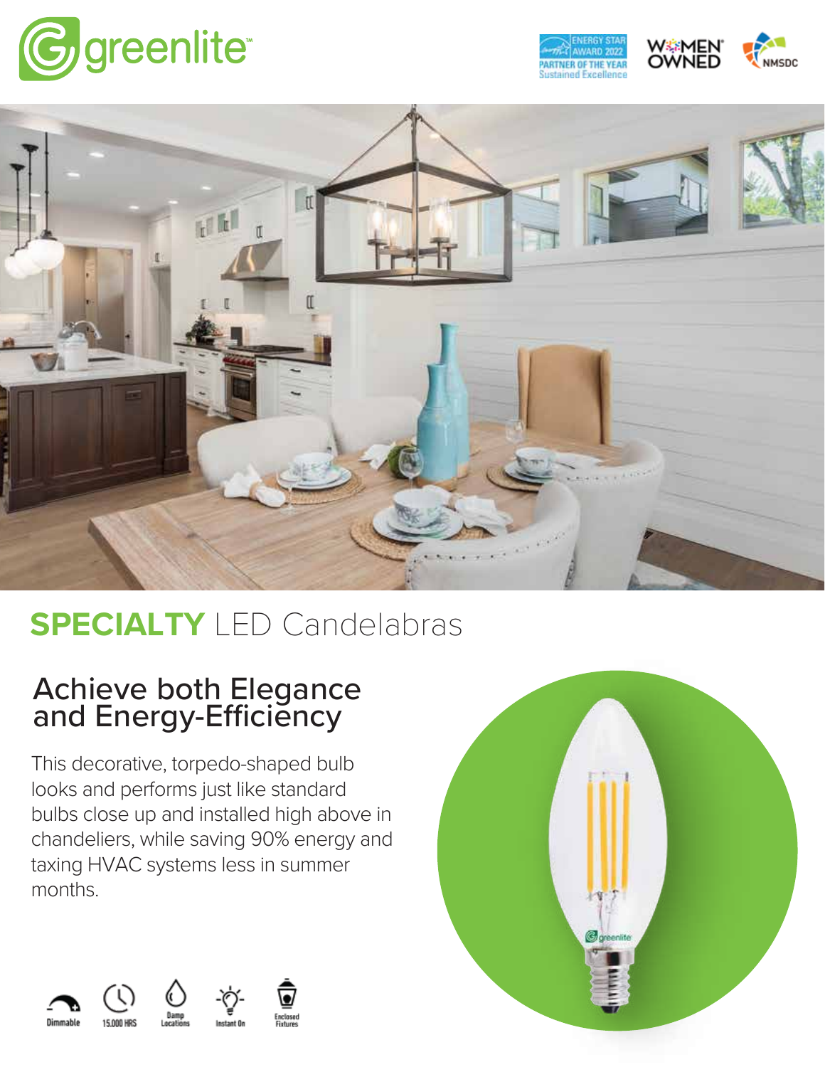greenlite™

ENERGY STAR AWARD 2022 PARTNER OF THE YEAR Sustained Excellence

WOMEN OWNED

NMSDC

# SPECIALTY LED Candelabras

## Achieve both Elegance and Energy-Efficiency

This decorative, torpedo-shaped bulb looks and performs just like standard bulbs close up and installed high above in chandeliers, while saving 90% energy and taxing HVAC systems less in summer months.

Dimmable | 15,000 HRS | Damp Locations | Instant On | Enclosed Fixtures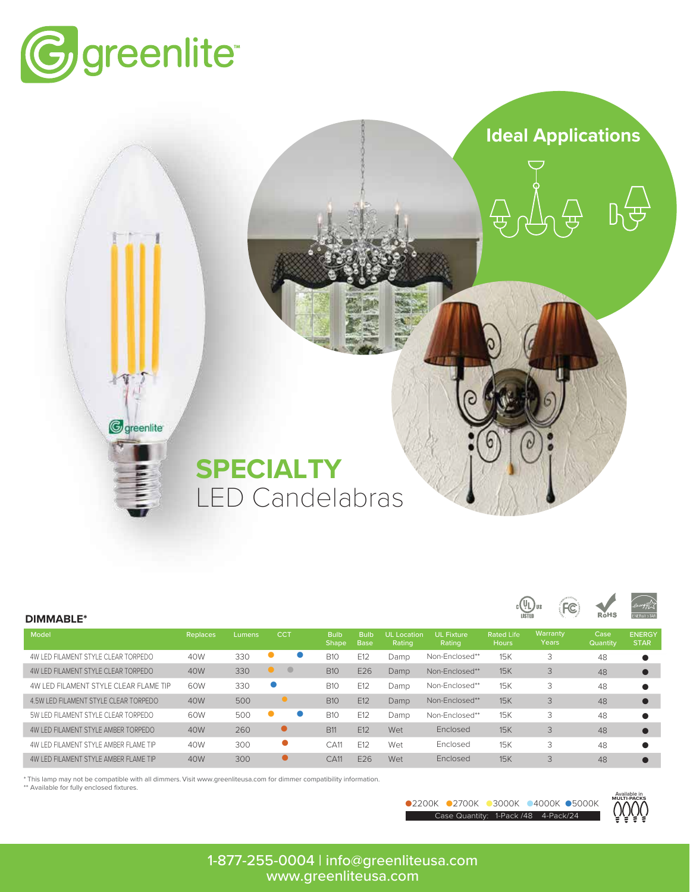# greenlite™

## Ideal Applications

# SPECIALTY
LED Candelabras

**DIMMABLE***

| Model | Replaces | Lumens | CCT | Bulb Shape | Bulb Base | UL Location Rating | UL Fixture Rating | Rated Life Hours | Warranty Years | Case Quantity | ENERGY STAR |
|---|---|---|---|---|---|---|---|---|---|---|---|
| 4W LED FILAMENT STYLE CLEAR TORPEDO | 40W | 330 | ● 2700K ● 5000K | B10 | E12 | Damp | Non-Enclosed** | 15K | 3 | 48 | ● |
| 4W LED FILAMENT STYLE CLEAR TORPEDO | 40W | 330 | ● 2700K ● 4000K | B10 | E26 | Damp | Non-Enclosed** | 15K | 3 | 48 | ● |
| 4W LED FILAMENT STYLE CLEAR FLAME TIP | 60W | 330 | ● 5000K | B10 | E12 | Damp | Non-Enclosed** | 15K | 3 | 48 | ● |
| 4.5W LED FILAMENT STYLE CLEAR TORPEDO | 40W | 500 | ● 2700K | B10 | E12 | Damp | Non-Enclosed** | 15K | 3 | 48 | ● |
| 5W LED FILAMENT STYLE CLEAR TORPEDO | 60W | 500 | ● 2700K ● 5000K | B10 | E12 | Damp | Non-Enclosed** | 15K | 3 | 48 | ● |
| 4W LED FILAMENT STYLE AMBER TORPEDO | 40W | 260 | ● 2200K | B11 | E12 | Wet | Enclosed | 15K | 3 | 48 | ● |
| 4W LED FILAMENT STYLE AMBER FLAME TIP | 40W | 300 | ● 2200K | CA11 | E12 | Wet | Enclosed | 15K | 3 | 48 | ● |
| 4W LED FILAMENT STYLE AMBER FLAME TIP | 40W | 300 | ● 2200K | CA11 | E26 | Wet | Enclosed | 15K | 3 | 48 | ● |

* This lamp may not be compatible with all dimmers. Visit www.greenliteusa.com for dimmer compatibility information.
** Available for fully enclosed fixtures.

●2200K ●2700K ●3000K ●4000K ●5000K

Case Quantity: 1-Pack /48 4-Pack/24

Available in MULTI-PACKS

1-877-255-0004 | info@greenliteusa.com
www.greenliteusa.com